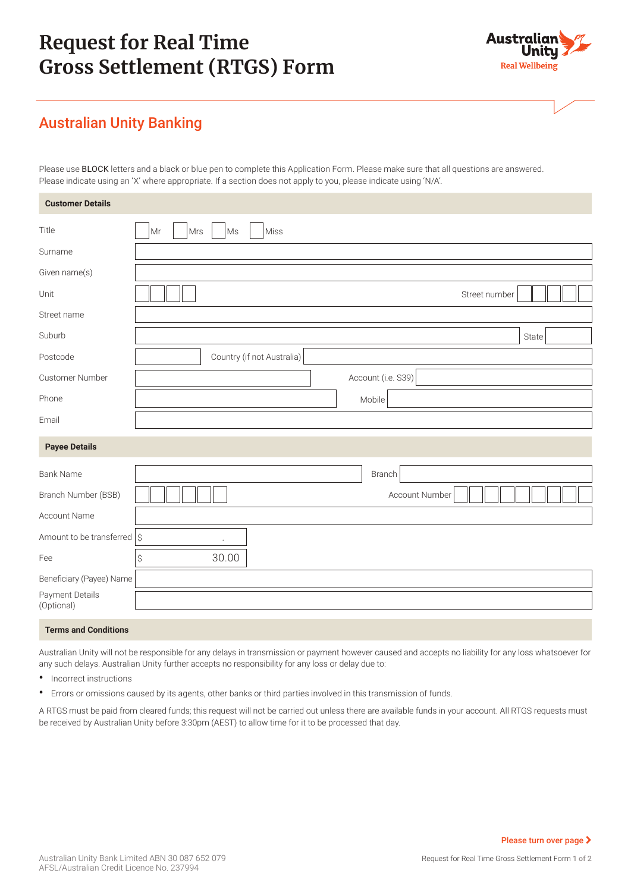# Request for Real Time Gross Settlement (RTGS) Form

Australian Unity
Real Wellbeing

## Australian Unity Banking

Please use BLOCK letters and a black or blue pen to complete this Application Form. Please make sure that all questions are answered. Please indicate using an 'X' where appropriate. If a section does not apply to you, please indicate using 'N/A'.

### Customer Details

| | |
|---|---|
| Title | ☐ Mr ☐ Mrs ☐ Ms ☐ Miss |
| Surname | |
| Given name(s) | |
| Unit | Street number |
| Street name | |
| Suburb | State |
| Postcode | Country (if not Australia) |
| Customer Number | Account (i.e. S39) |
| Phone | Mobile |
| Email | |

### Payee Details

| | |
|---|---|
| Bank Name | Branch |
| Branch Number (BSB) | Account Number |
| Account Name | |
| Amount to be transferred | $ . |
| Fee | $ 30.00 |
| Beneficiary (Payee) Name | |
| Payment Details (Optional) | |

### Terms and Conditions

Australian Unity will not be responsible for any delays in transmission or payment however caused and accepts no liability for any loss whatsoever for any such delays. Australian Unity further accepts no responsibility for any loss or delay due to:

- Incorrect instructions
- Errors or omissions caused by its agents, other banks or third parties involved in this transmission of funds.

A RTGS must be paid from cleared funds; this request will not be carried out unless there are available funds in your account. All RTGS requests must be received by Australian Unity before 3:30pm (AEST) to allow time for it to be processed that day.

Please turn over page ›

Australian Unity Bank Limited ABN 30 087 652 079
AFSL/Australian Credit Licence No. 237994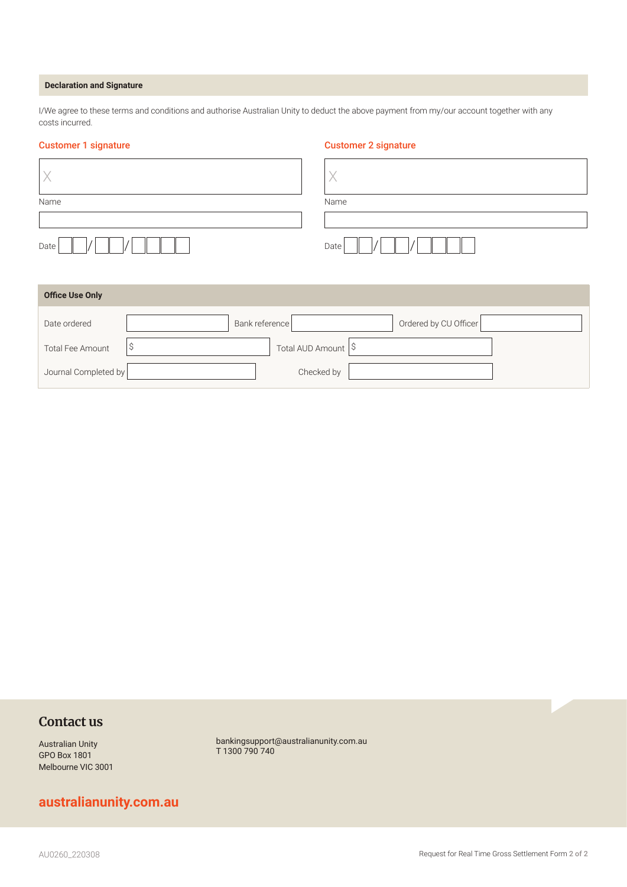## Declaration and Signature

I/We agree to these terms and conditions and authorise Australian Unity to deduct the above payment from my/our account together with any costs incurred.

**Customer 1 signature**

X

Name

Date ☐☐/☐☐/☐☐☐☐

**Customer 2 signature**

X

Name

Date ☐☐/☐☐/☐☐☐☐

## Office Use Only

| | | | | | |
|---|---|---|---|---|---|
| Date ordered | | Bank reference | | Ordered by CU Officer | |
| Total Fee Amount | $ | Total AUD Amount | $ | | |
| Journal Completed by | | Checked by | | | |

# Contact us

Australian Unity
GPO Box 1801
Melbourne VIC 3001

bankingsupport@australianunity.com.au
T 1300 790 740

**australianunity.com.au**

AU0260_220308

Request for Real Time Gross Settlement Form